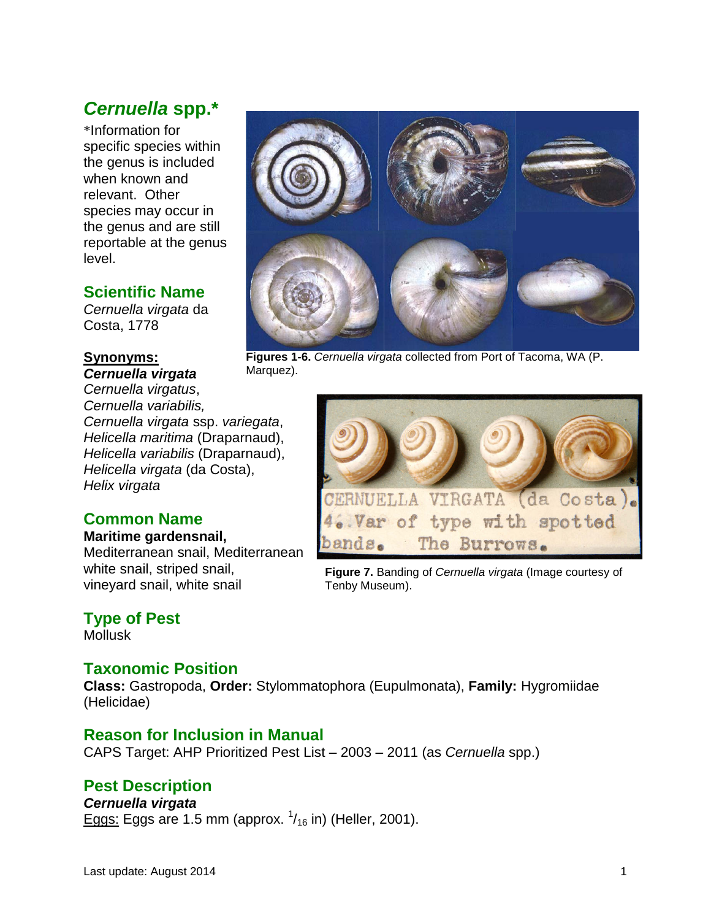# *Cernuella* spp.*

*Information for specific species within the genus is included when known and relevant. Other species may occur in the genus and are still reportable at the genus level.

**Figures 1-6.** *Cernuella virgata* collected from Port of Tacoma, WA (P. Marquez).

**Figure 7.** Banding of *Cernuella virgata* (Image courtesy of Tenby Museum).

## Scientific Name

*Cernuella virgata* da Costa, 1778

**Synonyms:**

***Cernuella virgata***
*Cernuella virgatus*,
*Cernuella variabilis,*
*Cernuella virgata* ssp. *variegata*,
*Helicella maritima* (Draparnaud),
*Helicella variabilis* (Draparnaud),
*Helicella virgata* (da Costa),
*Helix virgata*

## Common Name

**Maritime gardensnail,** Mediterranean snail, Mediterranean white snail, striped snail, vineyard snail, white snail

## Type of Pest

Mollusk

## Taxonomic Position

**Class:** Gastropoda, **Order:** Stylommatophora (Eupulmonata), **Family:** Hygromiidae (Helicidae)

## Reason for Inclusion in Manual

CAPS Target: AHP Prioritized Pest List – 2003 – 2011 (as *Cernuella* spp.)

## Pest Description

***Cernuella virgata***

Eggs: Eggs are 1.5 mm (approx. $^{1}/_{16}$ in) (Heller, 2001).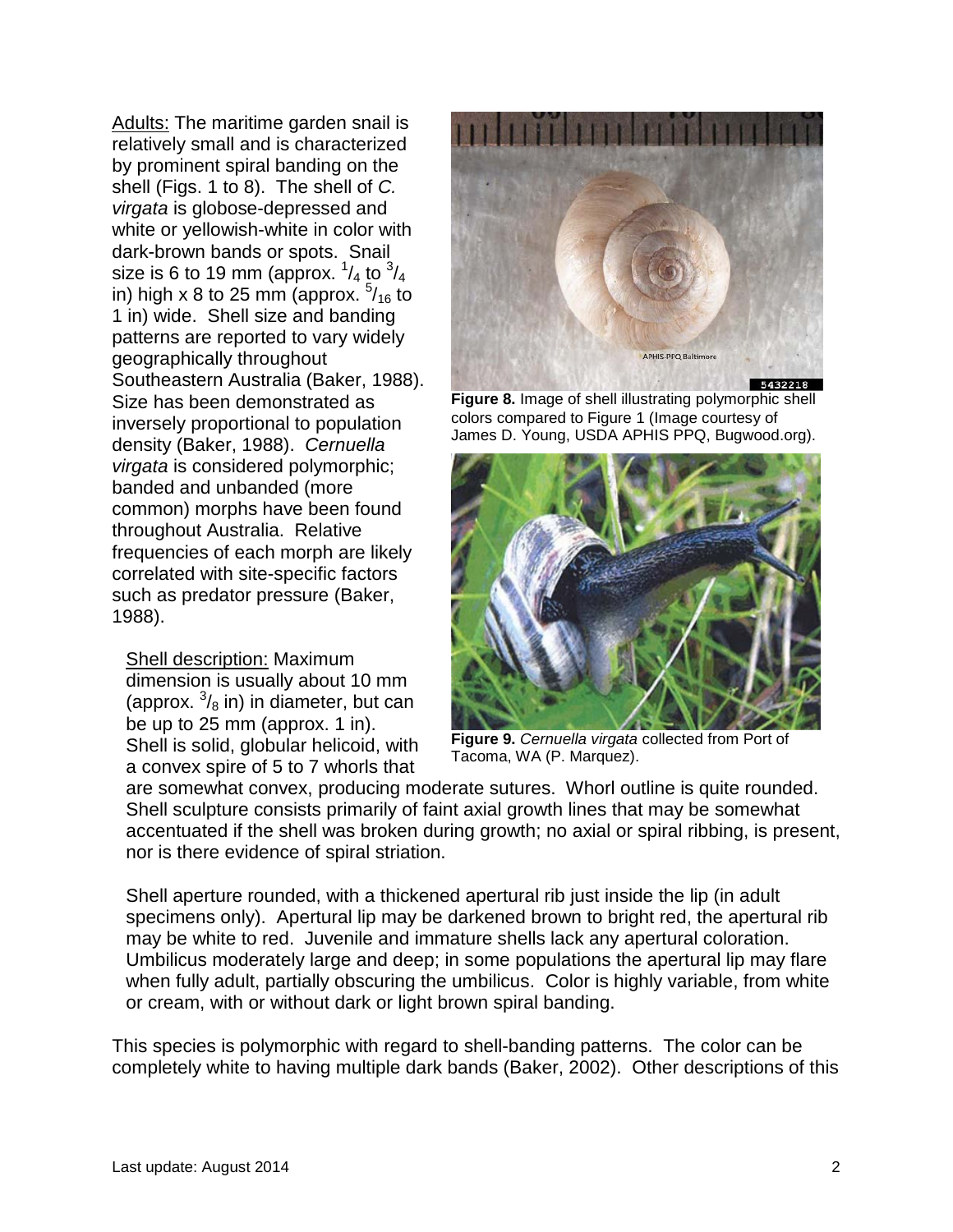Adults: The maritime garden snail is relatively small and is characterized by prominent spiral banding on the shell (Figs. 1 to 8). The shell of *C. virgata* is globose-depressed and white or yellowish-white in color with dark-brown bands or spots. Snail size is 6 to 19 mm (approx. $^{1}/_{4}$ to $^{3}/_{4}$ in) high x 8 to 25 mm (approx. $^{5}/_{16}$ to 1 in) wide. Shell size and banding patterns are reported to vary widely geographically throughout Southeastern Australia (Baker, 1988). Size has been demonstrated as inversely proportional to population density (Baker, 1988). *Cernuella virgata* is considered polymorphic; banded and unbanded (more common) morphs have been found throughout Australia. Relative frequencies of each morph are likely correlated with site-specific factors such as predator pressure (Baker, 1988).

**Figure 8.** Image of shell illustrating polymorphic shell colors compared to Figure 1 (Image courtesy of James D. Young, USDA APHIS PPQ, Bugwood.org).

**Figure 9.** *Cernuella virgata* collected from Port of Tacoma, WA (P. Marquez).

Shell description: Maximum dimension is usually about 10 mm (approx. $^{3}/_{8}$ in) in diameter, but can be up to 25 mm (approx. 1 in). Shell is solid, globular helicoid, with a convex spire of 5 to 7 whorls that are somewhat convex, producing moderate sutures. Whorl outline is quite rounded. Shell sculpture consists primarily of faint axial growth lines that may be somewhat accentuated if the shell was broken during growth; no axial or spiral ribbing, is present, nor is there evidence of spiral striation.

Shell aperture rounded, with a thickened apertural rib just inside the lip (in adult specimens only). Apertural lip may be darkened brown to bright red, the apertural rib may be white to red. Juvenile and immature shells lack any apertural coloration. Umbilicus moderately large and deep; in some populations the apertural lip may flare when fully adult, partially obscuring the umbilicus. Color is highly variable, from white or cream, with or without dark or light brown spiral banding.

This species is polymorphic with regard to shell-banding patterns. The color can be completely white to having multiple dark bands (Baker, 2002). Other descriptions of this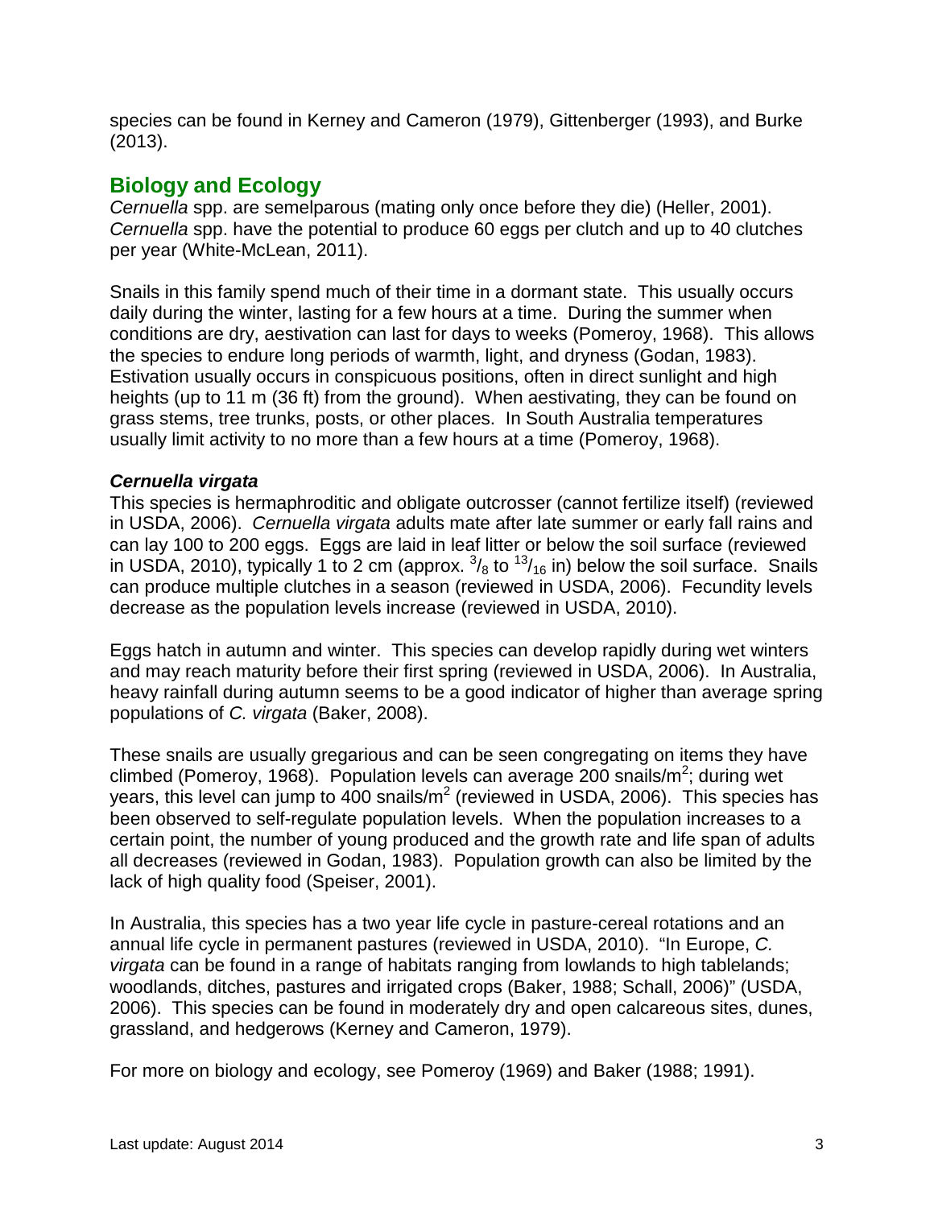species can be found in Kerney and Cameron (1979), Gittenberger (1993), and Burke (2013).

## Biology and Ecology

*Cernuella* spp. are semelparous (mating only once before they die) (Heller, 2001). *Cernuella* spp. have the potential to produce 60 eggs per clutch and up to 40 clutches per year (White-McLean, 2011).

Snails in this family spend much of their time in a dormant state. This usually occurs daily during the winter, lasting for a few hours at a time. During the summer when conditions are dry, aestivation can last for days to weeks (Pomeroy, 1968). This allows the species to endure long periods of warmth, light, and dryness (Godan, 1983). Estivation usually occurs in conspicuous positions, often in direct sunlight and high heights (up to 11 m (36 ft) from the ground). When aestivating, they can be found on grass stems, tree trunks, posts, or other places. In South Australia temperatures usually limit activity to no more than a few hours at a time (Pomeroy, 1968).

### *Cernuella virgata*

This species is hermaphroditic and obligate outcrosser (cannot fertilize itself) (reviewed in USDA, 2006). *Cernuella virgata* adults mate after late summer or early fall rains and can lay 100 to 200 eggs. Eggs are laid in leaf litter or below the soil surface (reviewed in USDA, 2010), typically 1 to 2 cm (approx. $^{3}/_{8}$ to $^{13}/_{16}$ in) below the soil surface. Snails can produce multiple clutches in a season (reviewed in USDA, 2006). Fecundity levels decrease as the population levels increase (reviewed in USDA, 2010).

Eggs hatch in autumn and winter. This species can develop rapidly during wet winters and may reach maturity before their first spring (reviewed in USDA, 2006). In Australia, heavy rainfall during autumn seems to be a good indicator of higher than average spring populations of *C. virgata* (Baker, 2008).

These snails are usually gregarious and can be seen congregating on items they have climbed (Pomeroy, 1968). Population levels can average 200 snails/$m^2$; during wet years, this level can jump to 400 snails/$m^2$ (reviewed in USDA, 2006). This species has been observed to self-regulate population levels. When the population increases to a certain point, the number of young produced and the growth rate and life span of adults all decreases (reviewed in Godan, 1983). Population growth can also be limited by the lack of high quality food (Speiser, 2001).

In Australia, this species has a two year life cycle in pasture-cereal rotations and an annual life cycle in permanent pastures (reviewed in USDA, 2010). "In Europe, *C. virgata* can be found in a range of habitats ranging from lowlands to high tablelands; woodlands, ditches, pastures and irrigated crops (Baker, 1988; Schall, 2006)" (USDA, 2006). This species can be found in moderately dry and open calcareous sites, dunes, grassland, and hedgerows (Kerney and Cameron, 1979).

For more on biology and ecology, see Pomeroy (1969) and Baker (1988; 1991).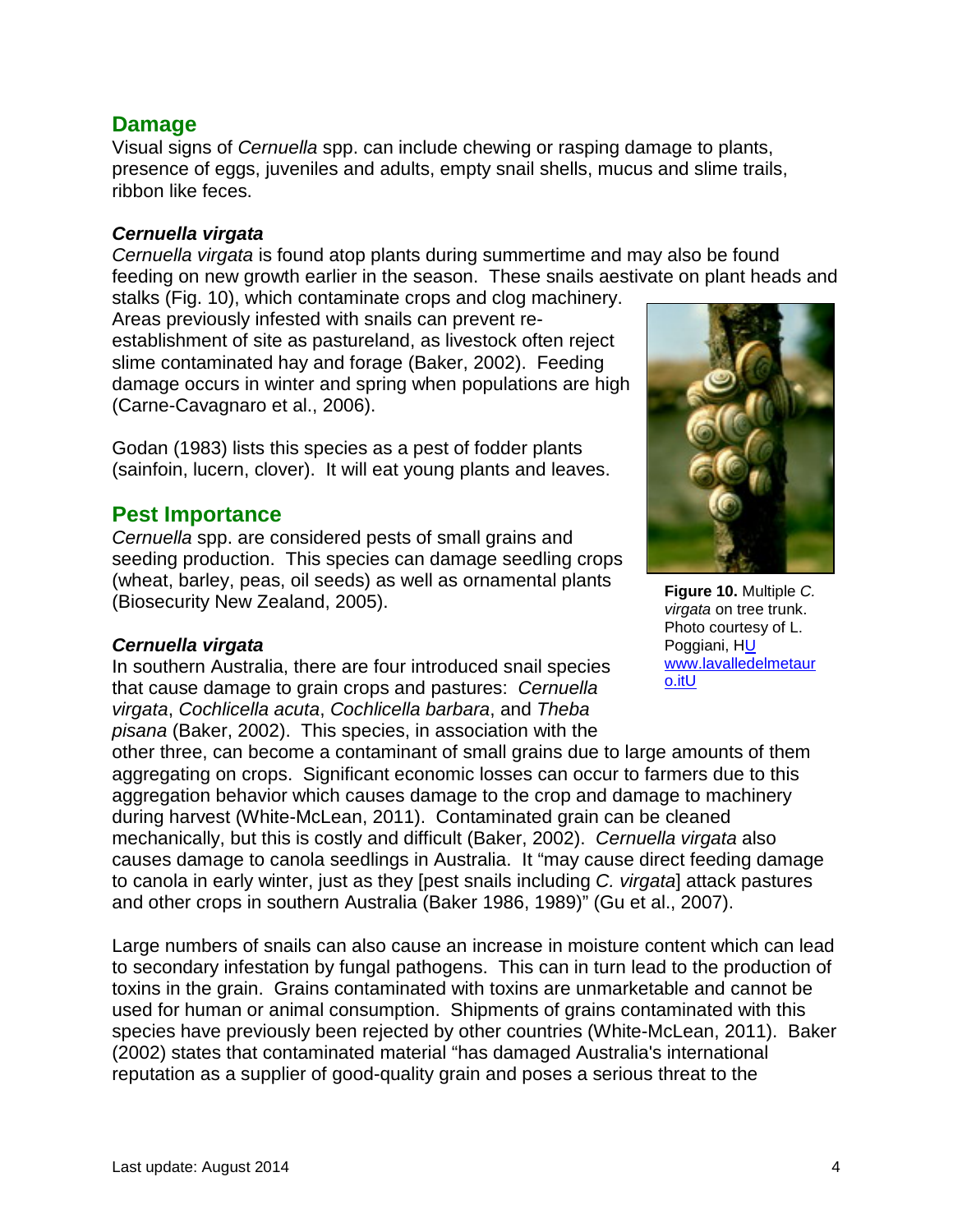## Damage

Visual signs of *Cernuella* spp. can include chewing or rasping damage to plants, presence of eggs, juveniles and adults, empty snail shells, mucus and slime trails, ribbon like feces.

### *Cernuella virgata*

*Cernuella virgata* is found atop plants during summertime and may also be found feeding on new growth earlier in the season. These snails aestivate on plant heads and stalks (Fig. 10), which contaminate crops and clog machinery. Areas previously infested with snails can prevent re-establishment of site as pastureland, as livestock often reject slime contaminated hay and forage (Baker, 2002). Feeding damage occurs in winter and spring when populations are high (Carne-Cavagnaro et al., 2006).

Godan (1983) lists this species as a pest of fodder plants (sainfoin, lucern, clover). It will eat young plants and leaves.

**Figure 10.** Multiple *C. virgata* on tree trunk. Photo courtesy of L. Poggiani, HU www.lavalledelmetauro.itU

## Pest Importance

*Cernuella* spp. are considered pests of small grains and seeding production. This species can damage seedling crops (wheat, barley, peas, oil seeds) as well as ornamental plants (Biosecurity New Zealand, 2005).

### *Cernuella virgata*

In southern Australia, there are four introduced snail species that cause damage to grain crops and pastures: *Cernuella virgata*, *Cochlicella acuta*, *Cochlicella barbara*, and *Theba pisana* (Baker, 2002). This species, in association with the other three, can become a contaminant of small grains due to large amounts of them aggregating on crops. Significant economic losses can occur to farmers due to this aggregation behavior which causes damage to the crop and damage to machinery during harvest (White-McLean, 2011). Contaminated grain can be cleaned mechanically, but this is costly and difficult (Baker, 2002). *Cernuella virgata* also causes damage to canola seedlings in Australia. It "may cause direct feeding damage to canola in early winter, just as they [pest snails including *C. virgata*] attack pastures and other crops in southern Australia (Baker 1986, 1989)" (Gu et al., 2007).

Large numbers of snails can also cause an increase in moisture content which can lead to secondary infestation by fungal pathogens. This can in turn lead to the production of toxins in the grain. Grains contaminated with toxins are unmarketable and cannot be used for human or animal consumption. Shipments of grains contaminated with this species have previously been rejected by other countries (White-McLean, 2011). Baker (2002) states that contaminated material "has damaged Australia's international reputation as a supplier of good-quality grain and poses a serious threat to the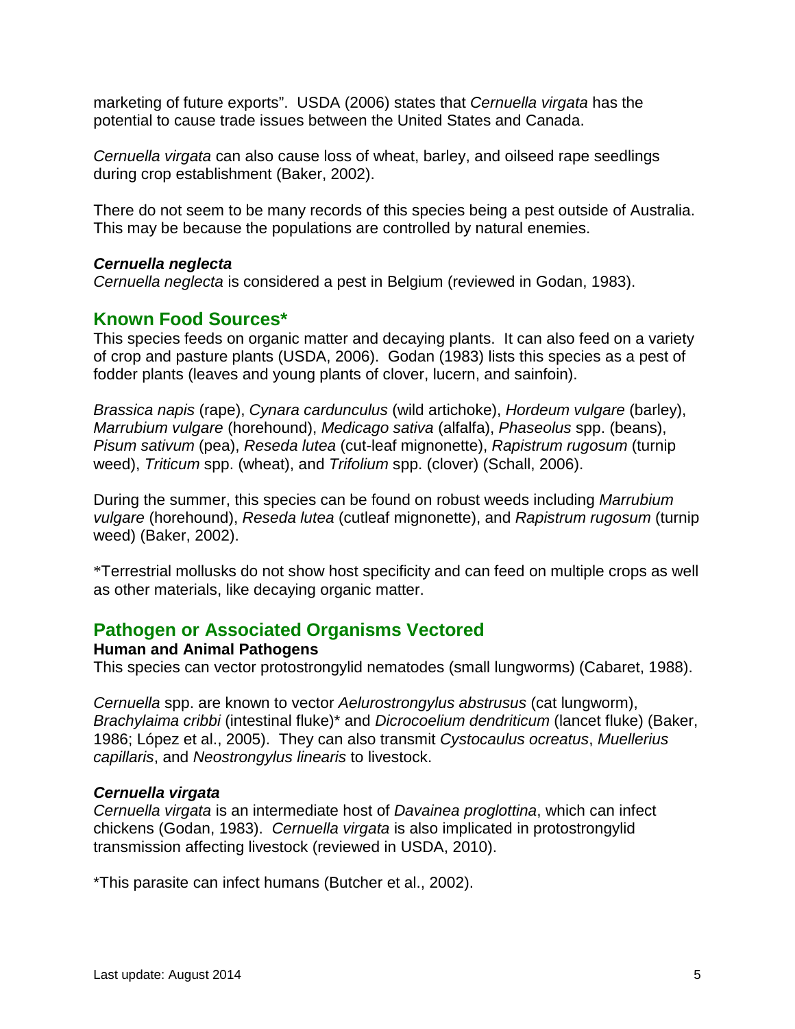marketing of future exports". USDA (2006) states that *Cernuella virgata* has the potential to cause trade issues between the United States and Canada.

*Cernuella virgata* can also cause loss of wheat, barley, and oilseed rape seedlings during crop establishment (Baker, 2002).

There do not seem to be many records of this species being a pest outside of Australia. This may be because the populations are controlled by natural enemies.

***Cernuella neglecta***

*Cernuella neglecta* is considered a pest in Belgium (reviewed in Godan, 1983).

## Known Food Sources*

This species feeds on organic matter and decaying plants. It can also feed on a variety of crop and pasture plants (USDA, 2006). Godan (1983) lists this species as a pest of fodder plants (leaves and young plants of clover, lucern, and sainfoin).

*Brassica napis* (rape), *Cynara cardunculus* (wild artichoke), *Hordeum vulgare* (barley), *Marrubium vulgare* (horehound), *Medicago sativa* (alfalfa), *Phaseolus* spp. (beans), *Pisum sativum* (pea), *Reseda lutea* (cut-leaf mignonette), *Rapistrum rugosum* (turnip weed), *Triticum* spp. (wheat), and *Trifolium* spp. (clover) (Schall, 2006).

During the summer, this species can be found on robust weeds including *Marrubium vulgare* (horehound), *Reseda lutea* (cutleaf mignonette), and *Rapistrum rugosum* (turnip weed) (Baker, 2002).

*Terrestrial mollusks do not show host specificity and can feed on multiple crops as well as other materials, like decaying organic matter.

## Pathogen or Associated Organisms Vectored

**Human and Animal Pathogens**

This species can vector protostrongylid nematodes (small lungworms) (Cabaret, 1988).

*Cernuella* spp. are known to vector *Aelurostrongylus abstrusus* (cat lungworm), *Brachylaima cribbi* (intestinal fluke)* and *Dicrocoelium dendriticum* (lancet fluke) (Baker, 1986; López et al., 2005). They can also transmit *Cystocaulus ocreatus*, *Muellerius capillaris*, and *Neostrongylus linearis* to livestock.

***Cernuella virgata***

*Cernuella virgata* is an intermediate host of *Davainea proglottina*, which can infect chickens (Godan, 1983). *Cernuella virgata* is also implicated in protostrongylid transmission affecting livestock (reviewed in USDA, 2010).

*This parasite can infect humans (Butcher et al., 2002).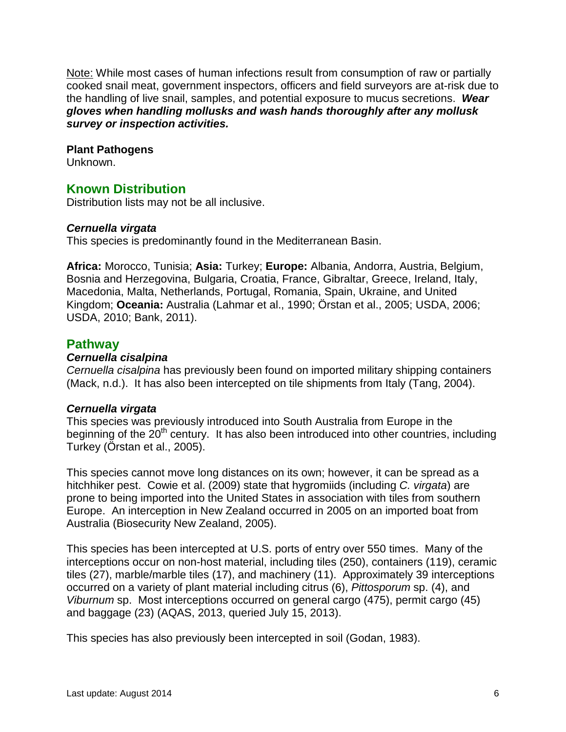Note: While most cases of human infections result from consumption of raw or partially cooked snail meat, government inspectors, officers and field surveyors are at-risk due to the handling of live snail, samples, and potential exposure to mucus secretions. ***Wear gloves when handling mollusks and wash hands thoroughly after any mollusk survey or inspection activities.***

**Plant Pathogens**
Unknown.

## Known Distribution

Distribution lists may not be all inclusive.

***Cernuella virgata***
This species is predominantly found in the Mediterranean Basin.

**Africa:** Morocco, Tunisia; **Asia:** Turkey; **Europe:** Albania, Andorra, Austria, Belgium, Bosnia and Herzegovina, Bulgaria, Croatia, France, Gibraltar, Greece, Ireland, Italy, Macedonia, Malta, Netherlands, Portugal, Romania, Spain, Ukraine, and United Kingdom; **Oceania:** Australia (Lahmar et al., 1990; Örstan et al., 2005; USDA, 2006; USDA, 2010; Bank, 2011).

## Pathway

***Cernuella cisalpina***
*Cernuella cisalpina* has previously been found on imported military shipping containers (Mack, n.d.). It has also been intercepted on tile shipments from Italy (Tang, 2004).

***Cernuella virgata***
This species was previously introduced into South Australia from Europe in the beginning of the 20th century. It has also been introduced into other countries, including Turkey (Örstan et al., 2005).

This species cannot move long distances on its own; however, it can be spread as a hitchhiker pest. Cowie et al. (2009) state that hygromiids (including *C. virgata*) are prone to being imported into the United States in association with tiles from southern Europe. An interception in New Zealand occurred in 2005 on an imported boat from Australia (Biosecurity New Zealand, 2005).

This species has been intercepted at U.S. ports of entry over 550 times. Many of the interceptions occur on non-host material, including tiles (250), containers (119), ceramic tiles (27), marble/marble tiles (17), and machinery (11). Approximately 39 interceptions occurred on a variety of plant material including citrus (6), *Pittosporum* sp. (4), and *Viburnum* sp. Most interceptions occurred on general cargo (475), permit cargo (45) and baggage (23) (AQAS, 2013, queried July 15, 2013).

This species has also previously been intercepted in soil (Godan, 1983).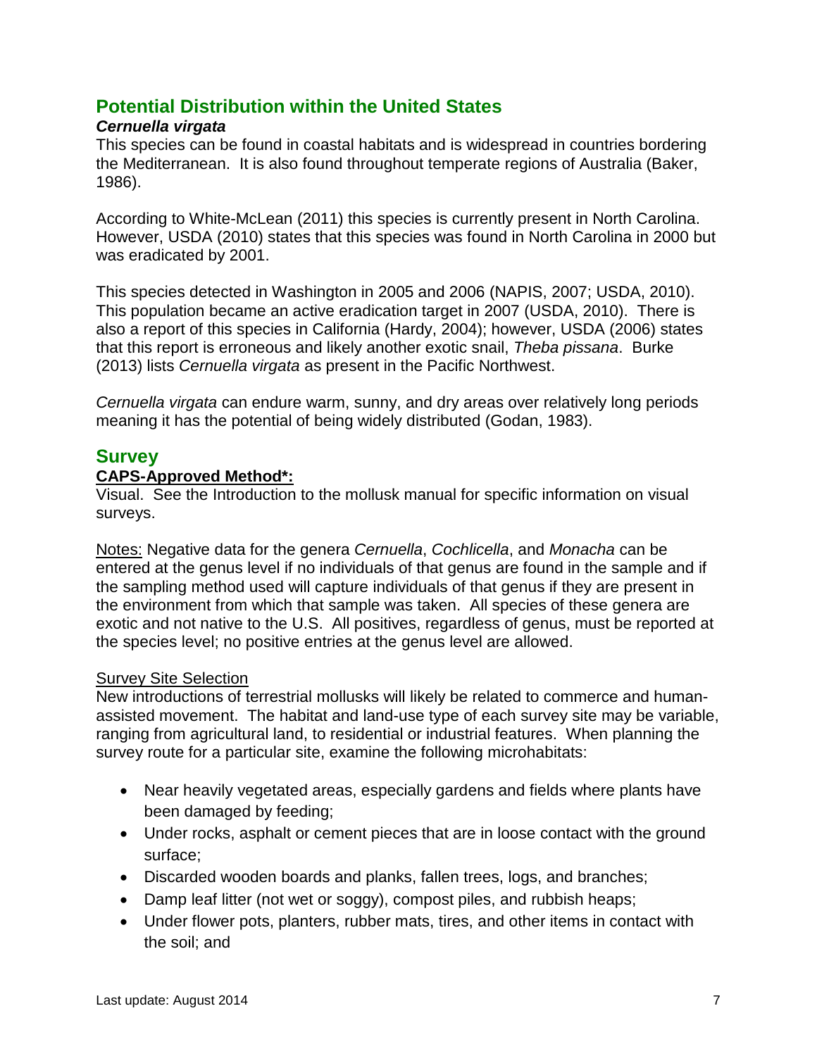## Potential Distribution within the United States

### *Cernuella virgata*

This species can be found in coastal habitats and is widespread in countries bordering the Mediterranean. It is also found throughout temperate regions of Australia (Baker, 1986).

According to White-McLean (2011) this species is currently present in North Carolina. However, USDA (2010) states that this species was found in North Carolina in 2000 but was eradicated by 2001.

This species detected in Washington in 2005 and 2006 (NAPIS, 2007; USDA, 2010). This population became an active eradication target in 2007 (USDA, 2010). There is also a report of this species in California (Hardy, 2004); however, USDA (2006) states that this report is erroneous and likely another exotic snail, *Theba pissana*. Burke (2013) lists *Cernuella virgata* as present in the Pacific Northwest.

*Cernuella virgata* can endure warm, sunny, and dry areas over relatively long periods meaning it has the potential of being widely distributed (Godan, 1983).

## Survey

### CAPS-Approved Method*:

Visual. See the Introduction to the mollusk manual for specific information on visual surveys.

Notes: Negative data for the genera *Cernuella*, *Cochlicella*, and *Monacha* can be entered at the genus level if no individuals of that genus are found in the sample and if the sampling method used will capture individuals of that genus if they are present in the environment from which that sample was taken. All species of these genera are exotic and not native to the U.S. All positives, regardless of genus, must be reported at the species level; no positive entries at the genus level are allowed.

Survey Site Selection

New introductions of terrestrial mollusks will likely be related to commerce and human-assisted movement. The habitat and land-use type of each survey site may be variable, ranging from agricultural land, to residential or industrial features. When planning the survey route for a particular site, examine the following microhabitats:

- Near heavily vegetated areas, especially gardens and fields where plants have been damaged by feeding;
- Under rocks, asphalt or cement pieces that are in loose contact with the ground surface;
- Discarded wooden boards and planks, fallen trees, logs, and branches;
- Damp leaf litter (not wet or soggy), compost piles, and rubbish heaps;
- Under flower pots, planters, rubber mats, tires, and other items in contact with the soil; and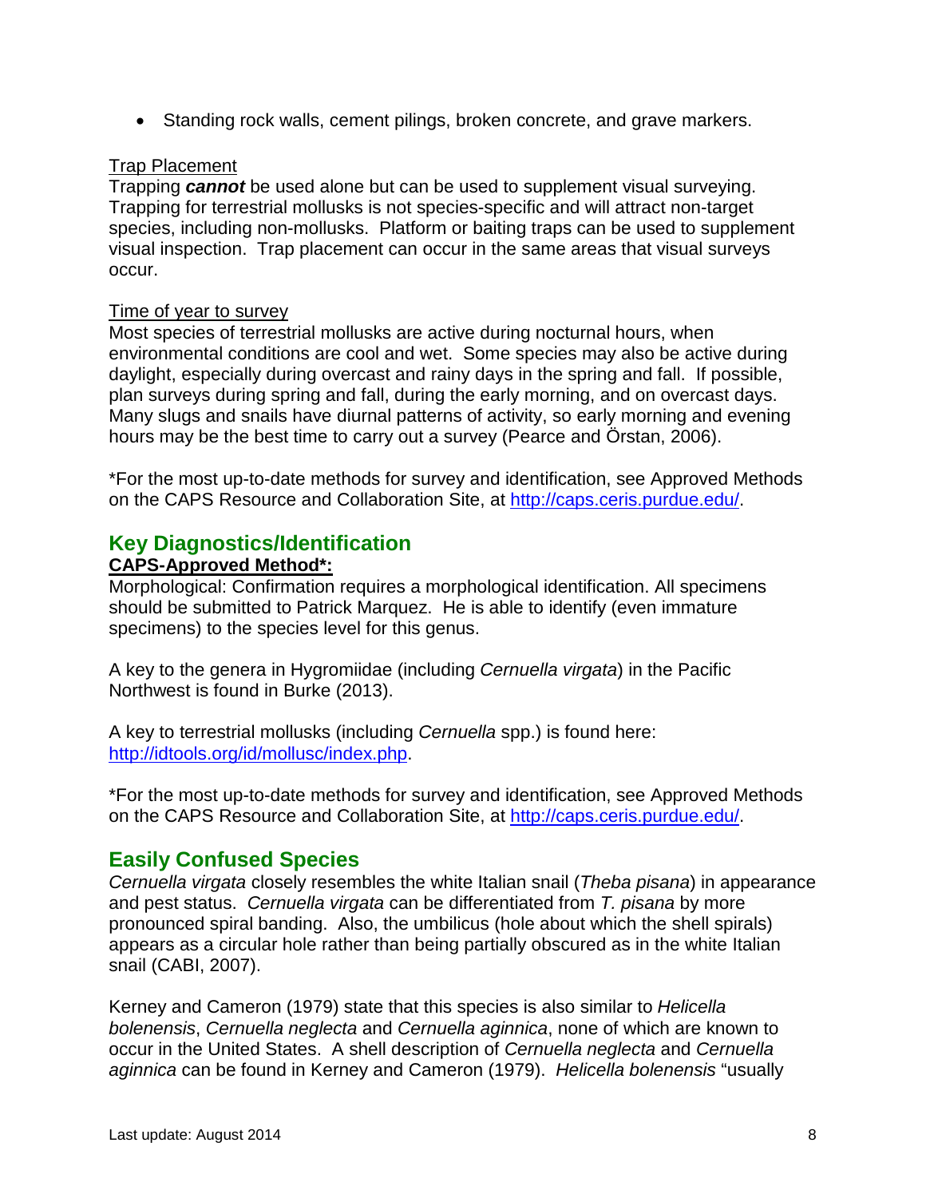- Standing rock walls, cement pilings, broken concrete, and grave markers.

Trap Placement

Trapping ***cannot*** be used alone but can be used to supplement visual surveying. Trapping for terrestrial mollusks is not species-specific and will attract non-target species, including non-mollusks. Platform or baiting traps can be used to supplement visual inspection. Trap placement can occur in the same areas that visual surveys occur.

Time of year to survey

Most species of terrestrial mollusks are active during nocturnal hours, when environmental conditions are cool and wet. Some species may also be active during daylight, especially during overcast and rainy days in the spring and fall. If possible, plan surveys during spring and fall, during the early morning, and on overcast days. Many slugs and snails have diurnal patterns of activity, so early morning and evening hours may be the best time to carry out a survey (Pearce and Örstan, 2006).

*For the most up-to-date methods for survey and identification, see Approved Methods on the CAPS Resource and Collaboration Site, at http://caps.ceris.purdue.edu/.

## Key Diagnostics/Identification

**CAPS-Approved Method*:**

Morphological: Confirmation requires a morphological identification. All specimens should be submitted to Patrick Marquez. He is able to identify (even immature specimens) to the species level for this genus.

A key to the genera in Hygromiidae (including *Cernuella virgata*) in the Pacific Northwest is found in Burke (2013).

A key to terrestrial mollusks (including *Cernuella* spp.) is found here: http://idtools.org/id/mollusc/index.php.

*For the most up-to-date methods for survey and identification, see Approved Methods on the CAPS Resource and Collaboration Site, at http://caps.ceris.purdue.edu/.

## Easily Confused Species

*Cernuella virgata* closely resembles the white Italian snail (*Theba pisana*) in appearance and pest status. *Cernuella virgata* can be differentiated from *T. pisana* by more pronounced spiral banding. Also, the umbilicus (hole about which the shell spirals) appears as a circular hole rather than being partially obscured as in the white Italian snail (CABI, 2007).

Kerney and Cameron (1979) state that this species is also similar to *Helicella bolenensis*, *Cernuella neglecta* and *Cernuella aginnica*, none of which are known to occur in the United States. A shell description of *Cernuella neglecta* and *Cernuella aginnica* can be found in Kerney and Cameron (1979). *Helicella bolenensis* "usually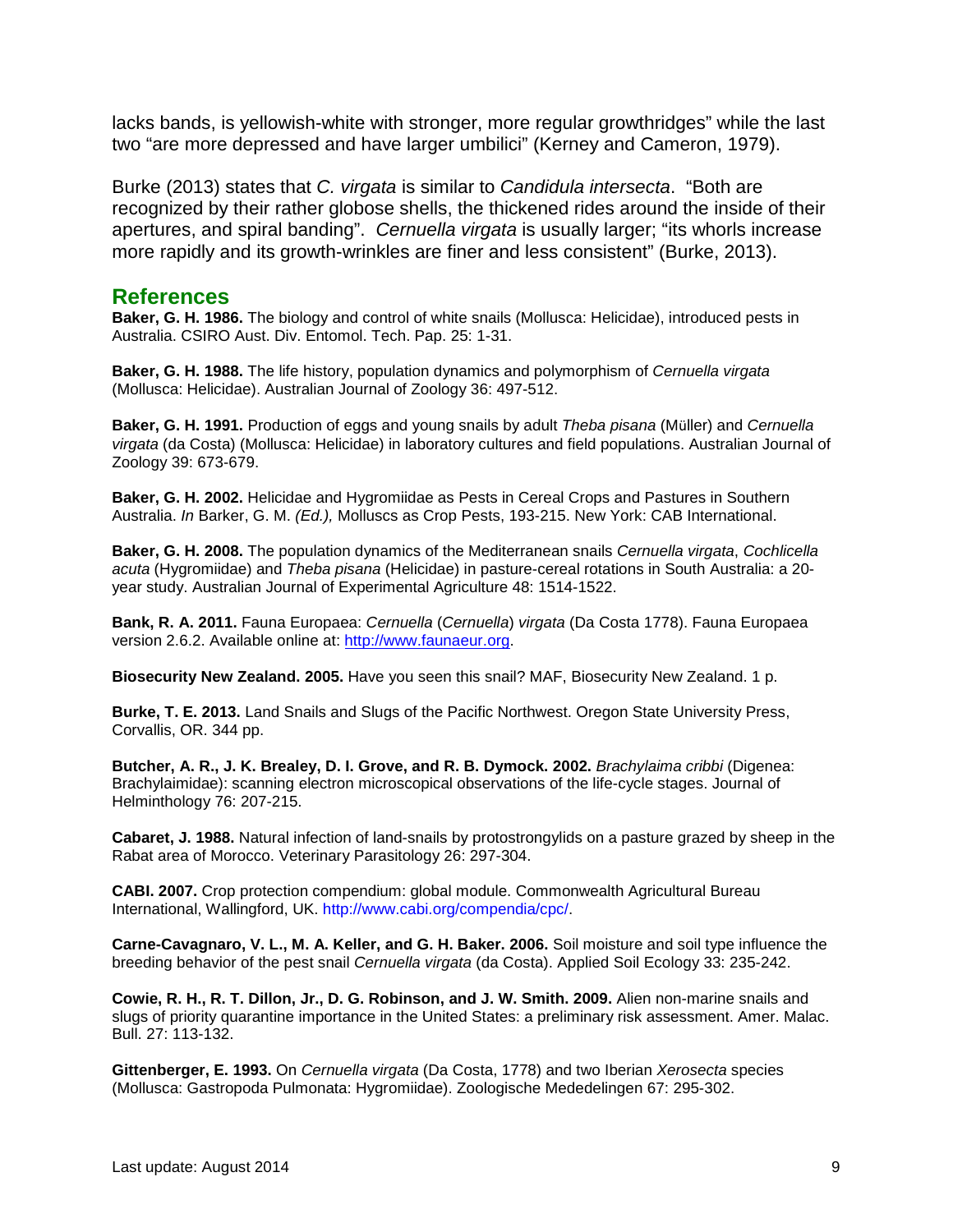lacks bands, is yellowish-white with stronger, more regular growthridges" while the last two "are more depressed and have larger umbilici" (Kerney and Cameron, 1979).

Burke (2013) states that *C. virgata* is similar to *Candidula intersecta*. "Both are recognized by their rather globose shells, the thickened rides around the inside of their apertures, and spiral banding". *Cernuella virgata* is usually larger; "its whorls increase more rapidly and its growth-wrinkles are finer and less consistent" (Burke, 2013).

## References

**Baker, G. H. 1986.** The biology and control of white snails (Mollusca: Helicidae), introduced pests in Australia. CSIRO Aust. Div. Entomol. Tech. Pap. 25: 1-31.

**Baker, G. H. 1988.** The life history, population dynamics and polymorphism of *Cernuella virgata* (Mollusca: Helicidae). Australian Journal of Zoology 36: 497-512.

**Baker, G. H. 1991.** Production of eggs and young snails by adult *Theba pisana* (Müller) and *Cernuella virgata* (da Costa) (Mollusca: Helicidae) in laboratory cultures and field populations. Australian Journal of Zoology 39: 673-679.

**Baker, G. H. 2002.** Helicidae and Hygromiidae as Pests in Cereal Crops and Pastures in Southern Australia. *In* Barker, G. M. *(Ed.),* Molluscs as Crop Pests, 193-215. New York: CAB International.

**Baker, G. H. 2008.** The population dynamics of the Mediterranean snails *Cernuella virgata*, *Cochlicella acuta* (Hygromiidae) and *Theba pisana* (Helicidae) in pasture-cereal rotations in South Australia: a 20-year study. Australian Journal of Experimental Agriculture 48: 1514-1522.

**Bank, R. A. 2011.** Fauna Europaea: *Cernuella* (*Cernuella*) *virgata* (Da Costa 1778). Fauna Europaea version 2.6.2. Available online at: http://www.faunaeur.org.

**Biosecurity New Zealand. 2005.** Have you seen this snail? MAF, Biosecurity New Zealand. 1 p.

**Burke, T. E. 2013.** Land Snails and Slugs of the Pacific Northwest. Oregon State University Press, Corvallis, OR. 344 pp.

**Butcher, A. R., J. K. Brealey, D. I. Grove, and R. B. Dymock. 2002.** *Brachylaima cribbi* (Digenea: Brachylaimidae): scanning electron microscopical observations of the life-cycle stages. Journal of Helminthology 76: 207-215.

**Cabaret, J. 1988.** Natural infection of land-snails by protostrongylids on a pasture grazed by sheep in the Rabat area of Morocco. Veterinary Parasitology 26: 297-304.

**CABI. 2007.** Crop protection compendium: global module. Commonwealth Agricultural Bureau International, Wallingford, UK. http://www.cabi.org/compendia/cpc/.

**Carne-Cavagnaro, V. L., M. A. Keller, and G. H. Baker. 2006.** Soil moisture and soil type influence the breeding behavior of the pest snail *Cernuella virgata* (da Costa). Applied Soil Ecology 33: 235-242.

**Cowie, R. H., R. T. Dillon, Jr., D. G. Robinson, and J. W. Smith. 2009.** Alien non-marine snails and slugs of priority quarantine importance in the United States: a preliminary risk assessment. Amer. Malac. Bull. 27: 113-132.

**Gittenberger, E. 1993.** On *Cernuella virgata* (Da Costa, 1778) and two Iberian *Xerosecta* species (Mollusca: Gastropoda Pulmonata: Hygromiidae). Zoologische Mededelingen 67: 295-302.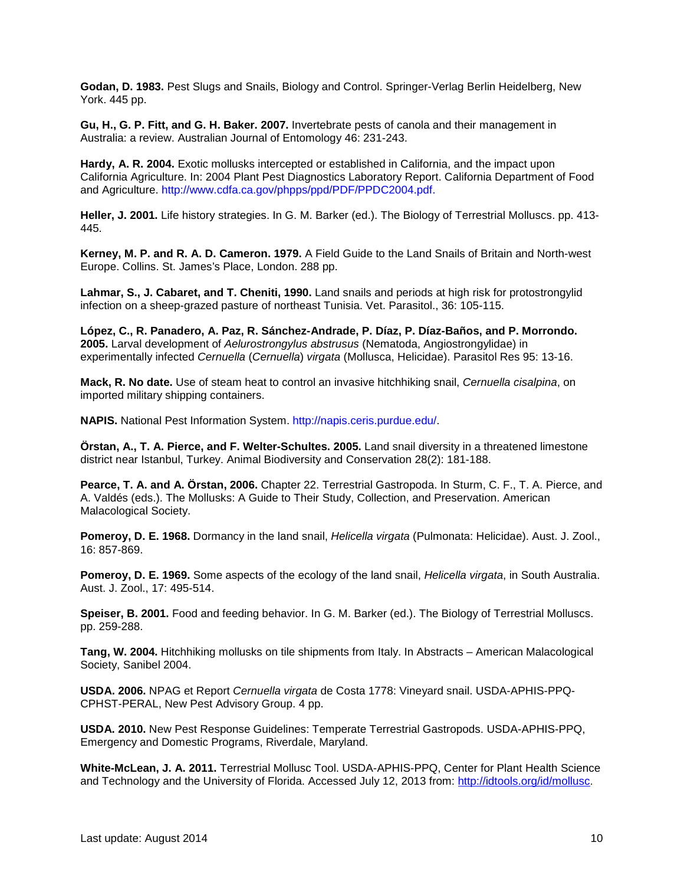**Godan, D. 1983.** Pest Slugs and Snails, Biology and Control. Springer-Verlag Berlin Heidelberg, New York. 445 pp.

**Gu, H., G. P. Fitt, and G. H. Baker. 2007.** Invertebrate pests of canola and their management in Australia: a review. Australian Journal of Entomology 46: 231-243.

**Hardy, A. R. 2004.** Exotic mollusks intercepted or established in California, and the impact upon California Agriculture. In: 2004 Plant Pest Diagnostics Laboratory Report. California Department of Food and Agriculture. http://www.cdfa.ca.gov/phpps/ppd/PDF/PPDC2004.pdf.

**Heller, J. 2001.** Life history strategies. In G. M. Barker (ed.). The Biology of Terrestrial Molluscs. pp. 413-445.

**Kerney, M. P. and R. A. D. Cameron. 1979.** A Field Guide to the Land Snails of Britain and North-west Europe. Collins. St. James's Place, London. 288 pp.

**Lahmar, S., J. Cabaret, and T. Cheniti, 1990.** Land snails and periods at high risk for protostrongylid infection on a sheep-grazed pasture of northeast Tunisia. Vet. Parasitol., 36: 105-115.

**López, C., R. Panadero, A. Paz, R. Sánchez-Andrade, P. Díaz, P. Díaz-Baños, and P. Morrondo. 2005.** Larval development of *Aelurostrongylus abstrusus* (Nematoda, Angiostrongylidae) in experimentally infected *Cernuella* (*Cernuella*) *virgata* (Mollusca, Helicidae). Parasitol Res 95: 13-16.

**Mack, R. No date.** Use of steam heat to control an invasive hitchhiking snail, *Cernuella cisalpina*, on imported military shipping containers.

**NAPIS.** National Pest Information System. http://napis.ceris.purdue.edu/.

**Örstan, A., T. A. Pierce, and F. Welter-Schultes. 2005.** Land snail diversity in a threatened limestone district near Istanbul, Turkey. Animal Biodiversity and Conservation 28(2): 181-188.

**Pearce, T. A. and A. Örstan, 2006.** Chapter 22. Terrestrial Gastropoda. In Sturm, C. F., T. A. Pierce, and A. Valdés (eds.). The Mollusks: A Guide to Their Study, Collection, and Preservation. American Malacological Society.

**Pomeroy, D. E. 1968.** Dormancy in the land snail, *Helicella virgata* (Pulmonata: Helicidae). Aust. J. Zool., 16: 857-869.

**Pomeroy, D. E. 1969.** Some aspects of the ecology of the land snail, *Helicella virgata*, in South Australia. Aust. J. Zool., 17: 495-514.

**Speiser, B. 2001.** Food and feeding behavior. In G. M. Barker (ed.). The Biology of Terrestrial Molluscs. pp. 259-288.

**Tang, W. 2004.** Hitchhiking mollusks on tile shipments from Italy. In Abstracts – American Malacological Society, Sanibel 2004.

**USDA. 2006.** NPAG et Report *Cernuella virgata* de Costa 1778: Vineyard snail. USDA-APHIS-PPQ-CPHST-PERAL, New Pest Advisory Group. 4 pp.

**USDA. 2010.** New Pest Response Guidelines: Temperate Terrestrial Gastropods. USDA-APHIS-PPQ, Emergency and Domestic Programs, Riverdale, Maryland.

**White-McLean, J. A. 2011.** Terrestrial Mollusc Tool. USDA-APHIS-PPQ, Center for Plant Health Science and Technology and the University of Florida. Accessed July 12, 2013 from: http://idtools.org/id/mollusc.

Last update: August 2014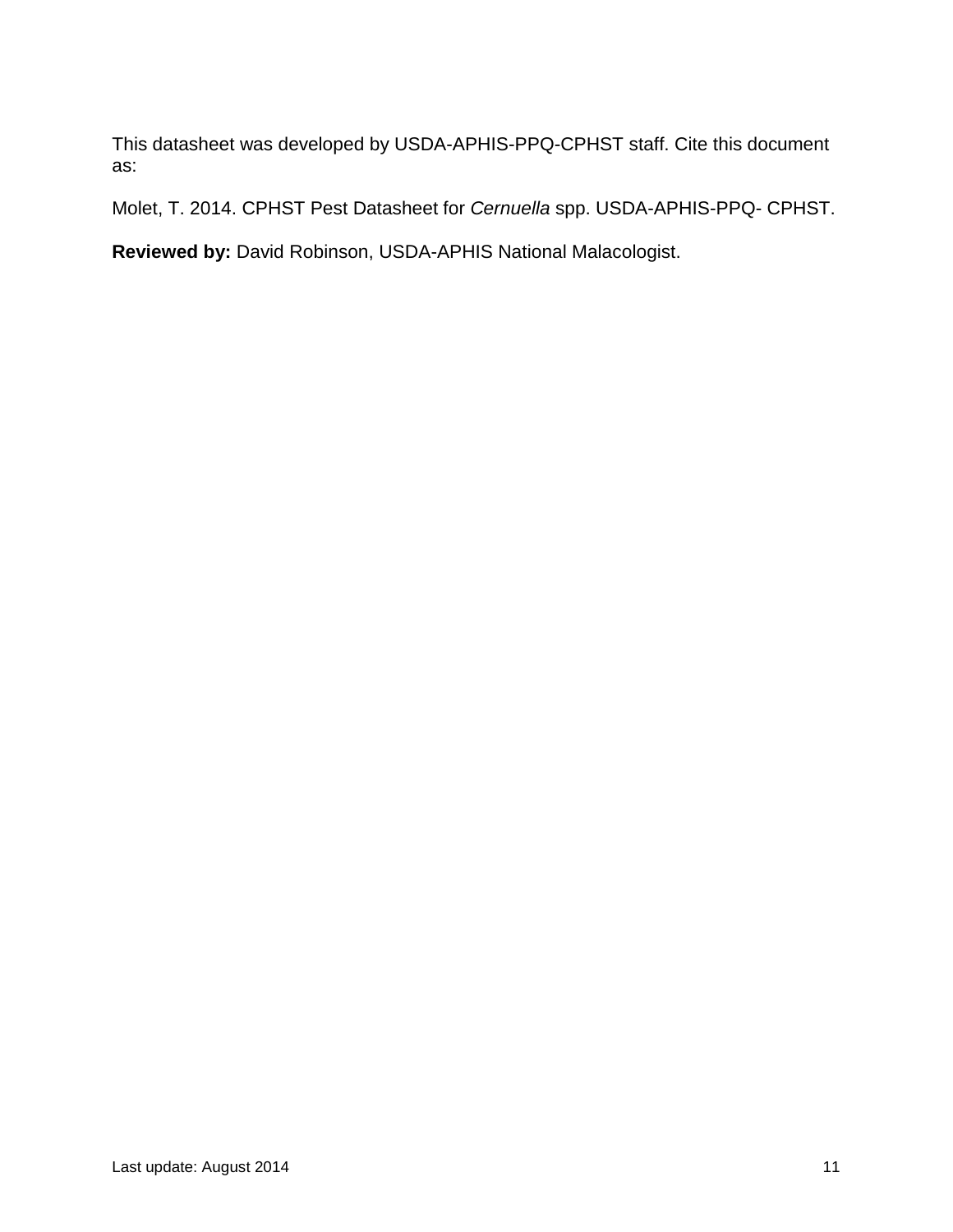This datasheet was developed by USDA-APHIS-PPQ-CPHST staff. Cite this document as:

Molet, T. 2014. CPHST Pest Datasheet for *Cernuella* spp. USDA-APHIS-PPQ- CPHST.

**Reviewed by:** David Robinson, USDA-APHIS National Malacologist.